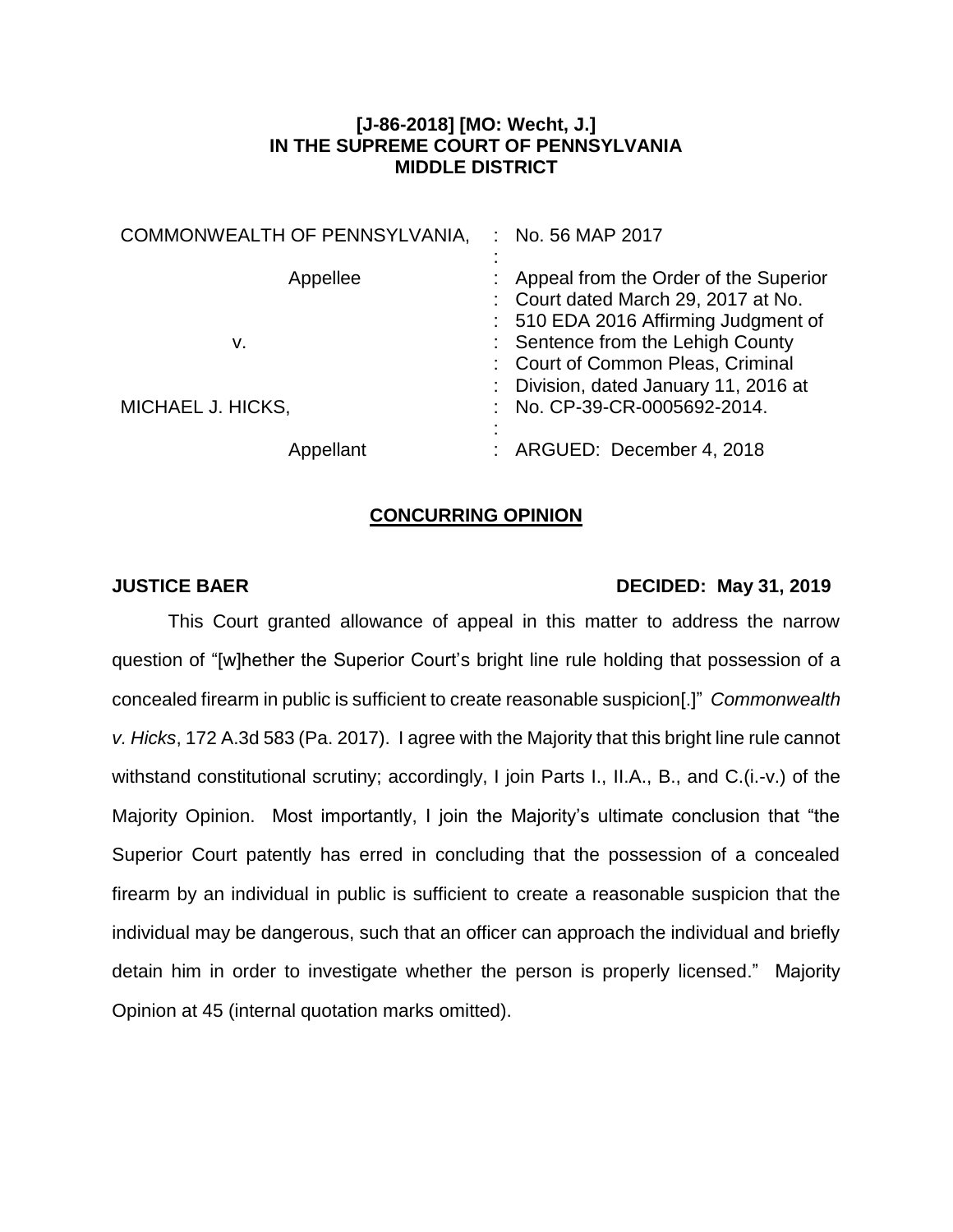**[J-86-2018] [MO: Wecht, J.]**
**IN THE SUPREME COURT OF PENNSYLVANIA**
**MIDDLE DISTRICT**

| | |
|---|---|
| COMMONWEALTH OF PENNSYLVANIA, | : No. 56 MAP 2017 |
| Appellee | : Appeal from the Order of the Superior Court dated March 29, 2017 at No. 510 EDA 2016 Affirming Judgment of Sentence from the Lehigh County Court of Common Pleas, Criminal Division, dated January 11, 2016 at No. CP-39-CR-0005692-2014. |
| v. | |
| MICHAEL J. HICKS, | |
| Appellant | : ARGUED: December 4, 2018 |

## CONCURRING OPINION

**JUSTICE BAER** **DECIDED: May 31, 2019**

This Court granted allowance of appeal in this matter to address the narrow question of "[w]hether the Superior Court's bright line rule holding that possession of a concealed firearm in public is sufficient to create reasonable suspicion[.]" *Commonwealth v. Hicks*, 172 A.3d 583 (Pa. 2017). I agree with the Majority that this bright line rule cannot withstand constitutional scrutiny; accordingly, I join Parts I., II.A., B., and C.(i.-v.) of the Majority Opinion. Most importantly, I join the Majority's ultimate conclusion that "the Superior Court patently has erred in concluding that the possession of a concealed firearm by an individual in public is sufficient to create a reasonable suspicion that the individual may be dangerous, such that an officer can approach the individual and briefly detain him in order to investigate whether the person is properly licensed." Majority Opinion at 45 (internal quotation marks omitted).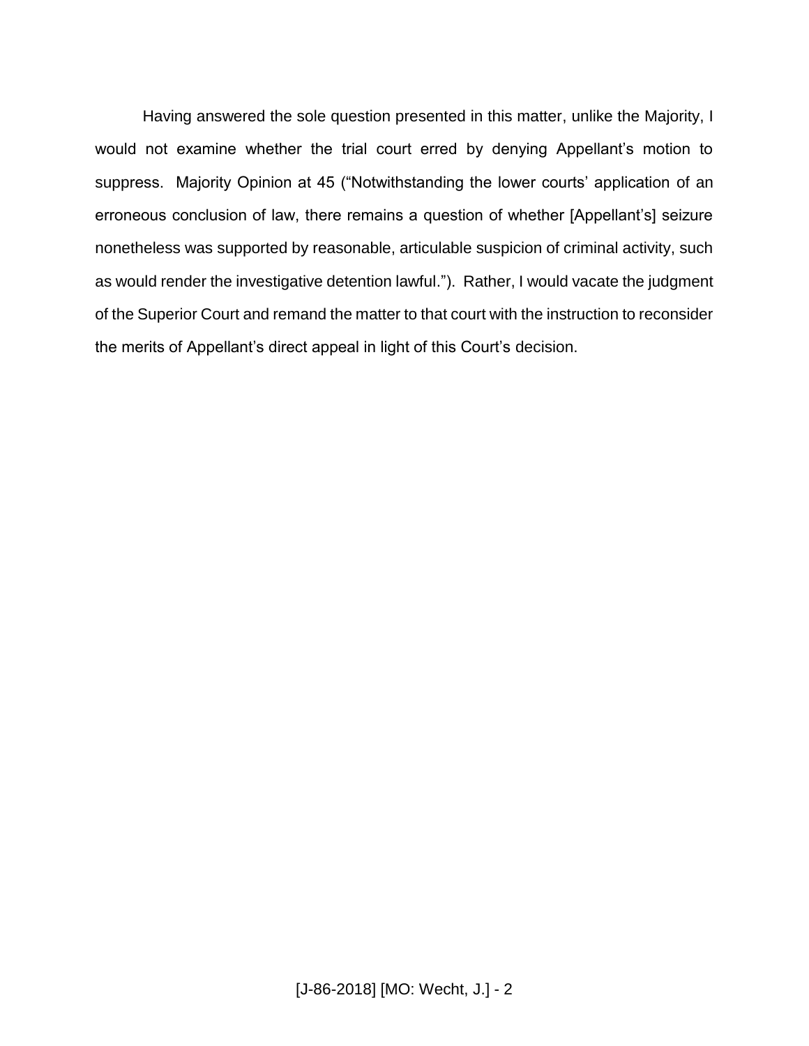Having answered the sole question presented in this matter, unlike the Majority, I would not examine whether the trial court erred by denying Appellant's motion to suppress. Majority Opinion at 45 ("Notwithstanding the lower courts' application of an erroneous conclusion of law, there remains a question of whether [Appellant's] seizure nonetheless was supported by reasonable, articulable suspicion of criminal activity, such as would render the investigative detention lawful."). Rather, I would vacate the judgment of the Superior Court and remand the matter to that court with the instruction to reconsider the merits of Appellant's direct appeal in light of this Court's decision.